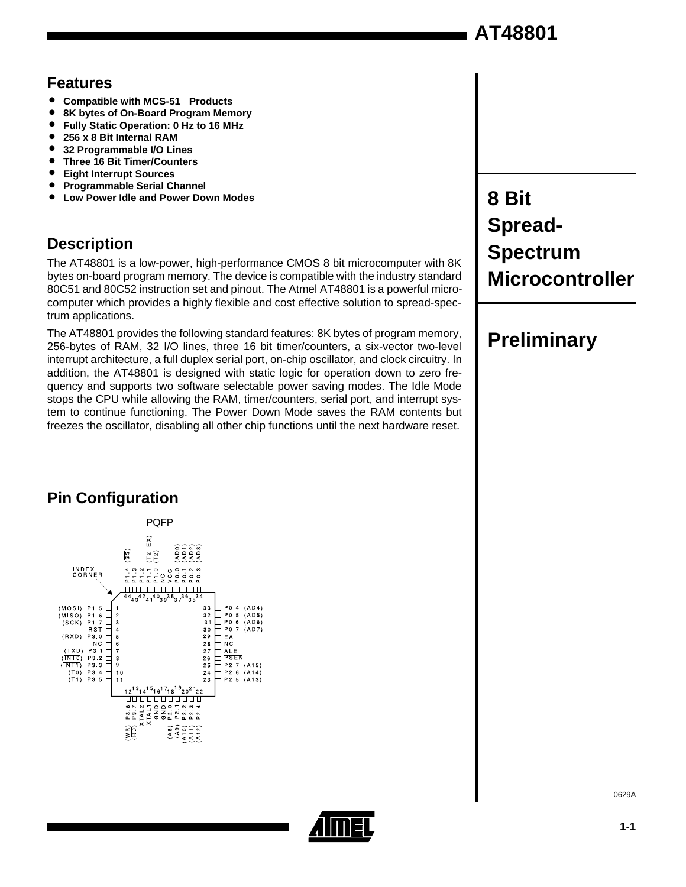# AT48801

## 8 Bit Spread-Spectrum Microcontroller

## Preliminary

## Features

- Compatible with MCS-51 Products
- 8K bytes of On-Board Program Memory
- Fully Static Operation: 0 Hz to 16 MHz
- 256 x 8 Bit Internal RAM
- 32 Programmable I/O Lines
- Three 16 Bit Timer/Counters
- Eight Interrupt Sources
- Programmable Serial Channel
- Low Power Idle and Power Down Modes

## Description

The AT48801 is a low-power, high-performance CMOS 8 bit microcomputer with 8K bytes on-board program memory. The device is compatible with the industry standard 80C51 and 80C52 instruction set and pinout. The Atmel AT48801 is a powerful microcomputer which provides a highly flexible and cost effective solution to spread-spectrum applications.

The AT48801 provides the following standard features: 8K bytes of program memory, 256-bytes of RAM, 32 I/O lines, three 16 bit timer/counters, a six-vector two-level interrupt architecture, a full duplex serial port, on-chip oscillator, and clock circuitry. In addition, the AT48801 is designed with static logic for operation down to zero frequency and supports two software selectable power saving modes. The Idle Mode stops the CPU while allowing the RAM, timer/counters, serial port, and interrupt system to continue functioning. The Power Down Mode saves the RAM contents but freezes the oscillator, disabling all other chip functions until the next hardware reset.

## Pin Configuration

PQFP

INDEX CORNER

| Pin | Name | Pin | Name |
|---|---|---|---|
| 1 | P1.5 (MOSI) | 23 | P2.5 (A13) |
| 2 | P1.6 (MISO) | 24 | P2.6 (A14) |
| 3 | P1.7 (SCK) | 25 | P2.7 (A15) |
| 4 | RST | 26 | PSEN |
| 5 | P3.0 (RXD) | 27 | ALE |
| 6 | NC | 28 | NC |
| 7 | P3.1 (TXD) | 29 | EA |
| 8 | P3.2 (INT0) | 30 | P0.7 (AD7) |
| 9 | P3.3 (INT1) | 31 | P0.6 (AD6) |
| 10 | P3.4 (T0) | 32 | P0.5 (AD5) |
| 11 | P3.5 (T1) | 33 | P0.4 (AD4) |
| 12 | P3.6 (WR) | 34 | P0.3 (AD3) |
| 13 | P3.7 (RD) | 35 | P0.2 (AD2) |
| 14 | XTAL2 | 36 | P0.1 (AD1) |
| 15 | XTAL1 | 37 | P0.0 (AD0) |
| 16 | GND | 38 | VCC |
| 17 | GND | 39 | NC |
| 18 | P2.0 (A8) | 40 | P1.0 (T2) |
| 19 | P2.1 (A9) | 41 | P1.1 (T2 EX) |
| 20 | P2.2 (A10) | 42 | P1.2 |
| 21 | P2.3 (A11) | 43 | P1.3 |
| 22 | P2.4 (A12) | 44 | P1.4 (SS) |

0629A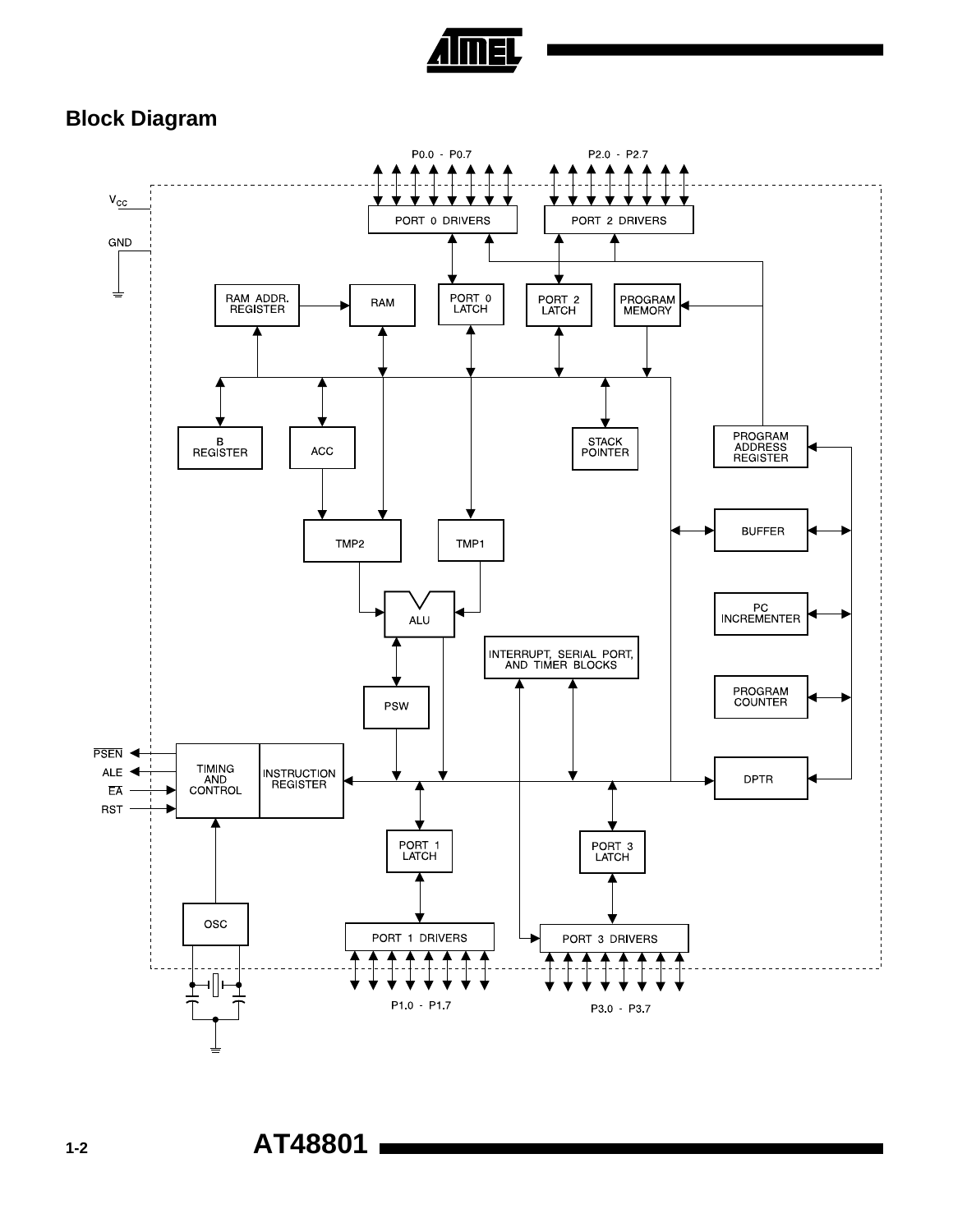## Block Diagram

P0.0 - P0.7

P2.0 - P2.7

$V_{CC}$

GND

PORT 0 DRIVERS

PORT 2 DRIVERS

RAM ADDR. REGISTER

RAM

PORT 0 LATCH

PORT 2 LATCH

PROGRAM MEMORY

B REGISTER

ACC

STACK POINTER

PROGRAM ADDRESS REGISTER

BUFFER

TMP2

TMP1

ALU

PC INCREMENTER

INTERRUPT, SERIAL PORT, AND TIMER BLOCKS

PROGRAM COUNTER

PSW

PSEN

ALE

EA

RST

TIMING AND CONTROL

INSTRUCTION REGISTER

DPTR

PORT 1 LATCH

PORT 3 LATCH

OSC

PORT 1 DRIVERS

PORT 3 DRIVERS

P1.0 - P1.7

P3.0 - P3.7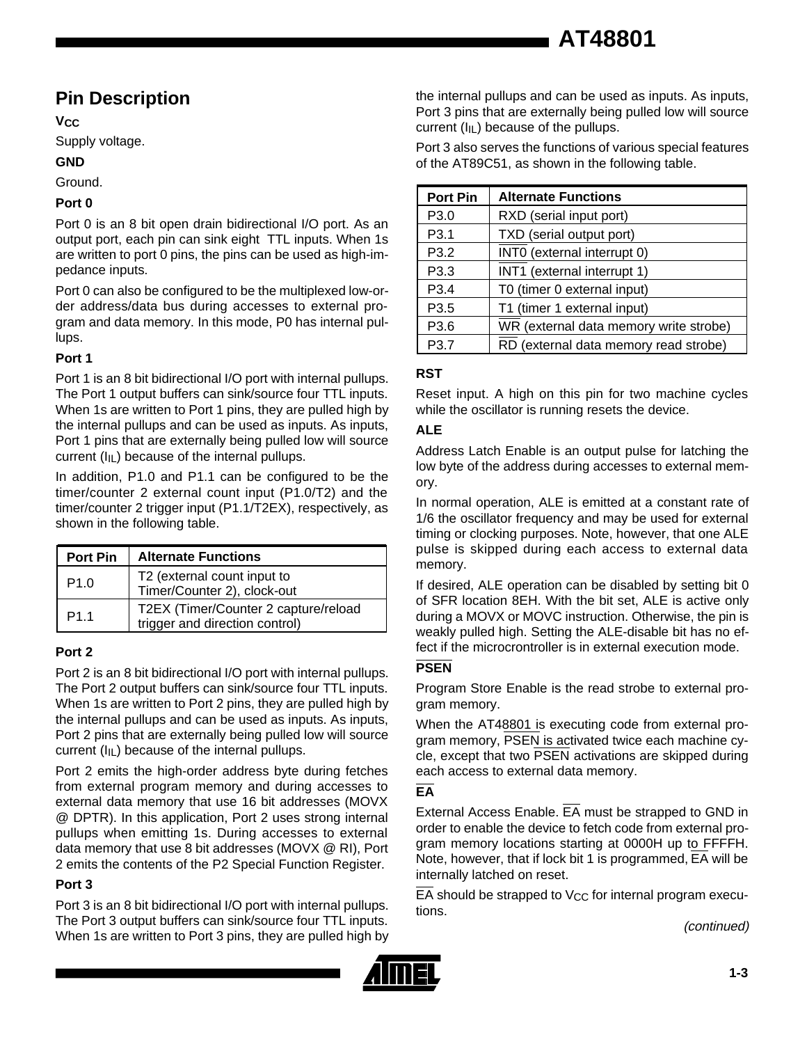## Pin Description

**$V_{CC}$**

Supply voltage.

**GND**

Ground.

**Port 0**

Port 0 is an 8 bit open drain bidirectional I/O port. As an output port, each pin can sink eight TTL inputs. When 1s are written to port 0 pins, the pins can be used as high-impedance inputs.

Port 0 can also be configured to be the multiplexed low-order address/data bus during accesses to external program and data memory. In this mode, P0 has internal pullups.

**Port 1**

Port 1 is an 8 bit bidirectional I/O port with internal pullups. The Port 1 output buffers can sink/source four TTL inputs. When 1s are written to Port 1 pins, they are pulled high by the internal pullups and can be used as inputs. As inputs, Port 1 pins that are externally being pulled low will source current ($I_{IL}$) because of the internal pullups.

In addition, P1.0 and P1.1 can be configured to be the timer/counter 2 external count input (P1.0/T2) and the timer/counter 2 trigger input (P1.1/T2EX), respectively, as shown in the following table.

| Port Pin | Alternate Functions |
|---|---|
| P1.0 | T2 (external count input to Timer/Counter 2), clock-out |
| P1.1 | T2EX (Timer/Counter 2 capture/reload trigger and direction control) |

**Port 2**

Port 2 is an 8 bit bidirectional I/O port with internal pullups. The Port 2 output buffers can sink/source four TTL inputs. When 1s are written to Port 2 pins, they are pulled high by the internal pullups and can be used as inputs. As inputs, Port 2 pins that are externally being pulled low will source current ($I_{IL}$) because of the internal pullups.

Port 2 emits the high-order address byte during fetches from external program memory and during accesses to external data memory that use 16 bit addresses (MOVX @ DPTR). In this application, Port 2 uses strong internal pullups when emitting 1s. During accesses to external data memory that use 8 bit addresses (MOVX @ RI), Port 2 emits the contents of the P2 Special Function Register.

**Port 3**

Port 3 is an 8 bit bidirectional I/O port with internal pullups. The Port 3 output buffers can sink/source four TTL inputs. When 1s are written to Port 3 pins, they are pulled high by the internal pullups and can be used as inputs. As inputs, Port 3 pins that are externally being pulled low will source current ($I_{IL}$) because of the pullups.

Port 3 also serves the functions of various special features of the AT89C51, as shown in the following table.

| Port Pin | Alternate Functions |
|---|---|
| P3.0 | RXD (serial input port) |
| P3.1 | TXD (serial output port) |
| P3.2 | $\overline{\text{INT0}}$ (external interrupt 0) |
| P3.3 | $\overline{\text{INT1}}$ (external interrupt 1) |
| P3.4 | T0 (timer 0 external input) |
| P3.5 | T1 (timer 1 external input) |
| P3.6 | $\overline{\text{WR}}$ (external data memory write strobe) |
| P3.7 | $\overline{\text{RD}}$ (external data memory read strobe) |

**RST**

Reset input. A high on this pin for two machine cycles while the oscillator is running resets the device.

**ALE**

Address Latch Enable is an output pulse for latching the low byte of the address during accesses to external memory.

In normal operation, ALE is emitted at a constant rate of 1/6 the oscillator frequency and may be used for external timing or clocking purposes. Note, however, that one ALE pulse is skipped during each access to external data memory.

If desired, ALE operation can be disabled by setting bit 0 of SFR location 8EH. With the bit set, ALE is active only during a MOVX or MOVC instruction. Otherwise, the pin is weakly pulled high. Setting the ALE-disable bit has no effect if the microcrontroller is in external execution mode.

**$\overline{\text{PSEN}}$**

Program Store Enable is the read strobe to external program memory.

When the AT48801 is executing code from external program memory, $\overline{\text{PSEN}}$ is activated twice each machine cycle, except that two $\overline{\text{PSEN}}$ activations are skipped during each access to external data memory.

**$\overline{\text{EA}}$**

External Access Enable. $\overline{\text{EA}}$ must be strapped to GND in order to enable the device to fetch code from external program memory locations starting at 0000H up to FFFFH. Note, however, that if lock bit 1 is programmed, $\overline{\text{EA}}$ will be internally latched on reset.

$\overline{\text{EA}}$ should be strapped to $V_{CC}$ for internal program executions.

*(continued)*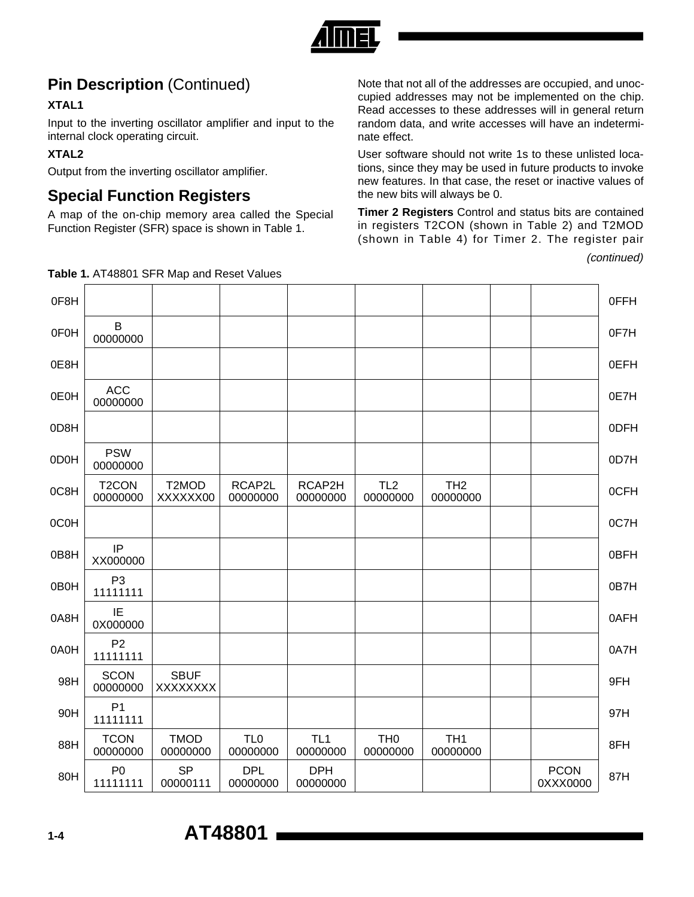## Pin Description (Continued)

**XTAL1**

Input to the inverting oscillator amplifier and input to the internal clock operating circuit.

**XTAL2**

Output from the inverting oscillator amplifier.

## Special Function Registers

A map of the on-chip memory area called the Special Function Register (SFR) space is shown in Table 1.

Note that not all of the addresses are occupied, and unoccupied addresses may not be implemented on the chip. Read accesses to these addresses will in general return random data, and write accesses will have an indeterminate effect.

User software should not write 1s to these unlisted locations, since they may be used in future products to invoke new features. In that case, the reset or inactive values of the new bits will always be 0.

**Timer 2 Registers** Control and status bits are contained in registers T2CON (shown in Table 2) and T2MOD (shown in Table 4) for Timer 2. The register pair

*(continued)*

**Table 1.** AT48801 SFR Map and Reset Values

| | | | | | | | | | |
|---|---|---|---|---|---|---|---|---|---|
| 0F8H | | | | | | | | | 0FFH |
| 0F0H | B 00000000 | | | | | | | | 0F7H |
| 0E8H | | | | | | | | | 0EFH |
| 0E0H | ACC 00000000 | | | | | | | | 0E7H |
| 0D8H | | | | | | | | | 0DFH |
| 0D0H | PSW 00000000 | | | | | | | | 0D7H |
| 0C8H | T2CON 00000000 | T2MOD XXXXXX00 | RCAP2L 00000000 | RCAP2H 00000000 | TL2 00000000 | TH2 00000000 | | | 0CFH |
| 0C0H | | | | | | | | | 0C7H |
| 0B8H | IP XX000000 | | | | | | | | 0BFH |
| 0B0H | P3 11111111 | | | | | | | | 0B7H |
| 0A8H | IE 0X000000 | | | | | | | | 0AFH |
| 0A0H | P2 11111111 | | | | | | | | 0A7H |
| 98H | SCON 00000000 | SBUF XXXXXXXX | | | | | | | 9FH |
| 90H | P1 11111111 | | | | | | | | 97H |
| 88H | TCON 00000000 | TMOD 00000000 | TL0 00000000 | TL1 00000000 | TH0 00000000 | TH1 00000000 | | | 8FH |
| 80H | P0 11111111 | SP 00000111 | DPL 00000000 | DPH 00000000 | | | | PCON 0XXX0000 | 87H |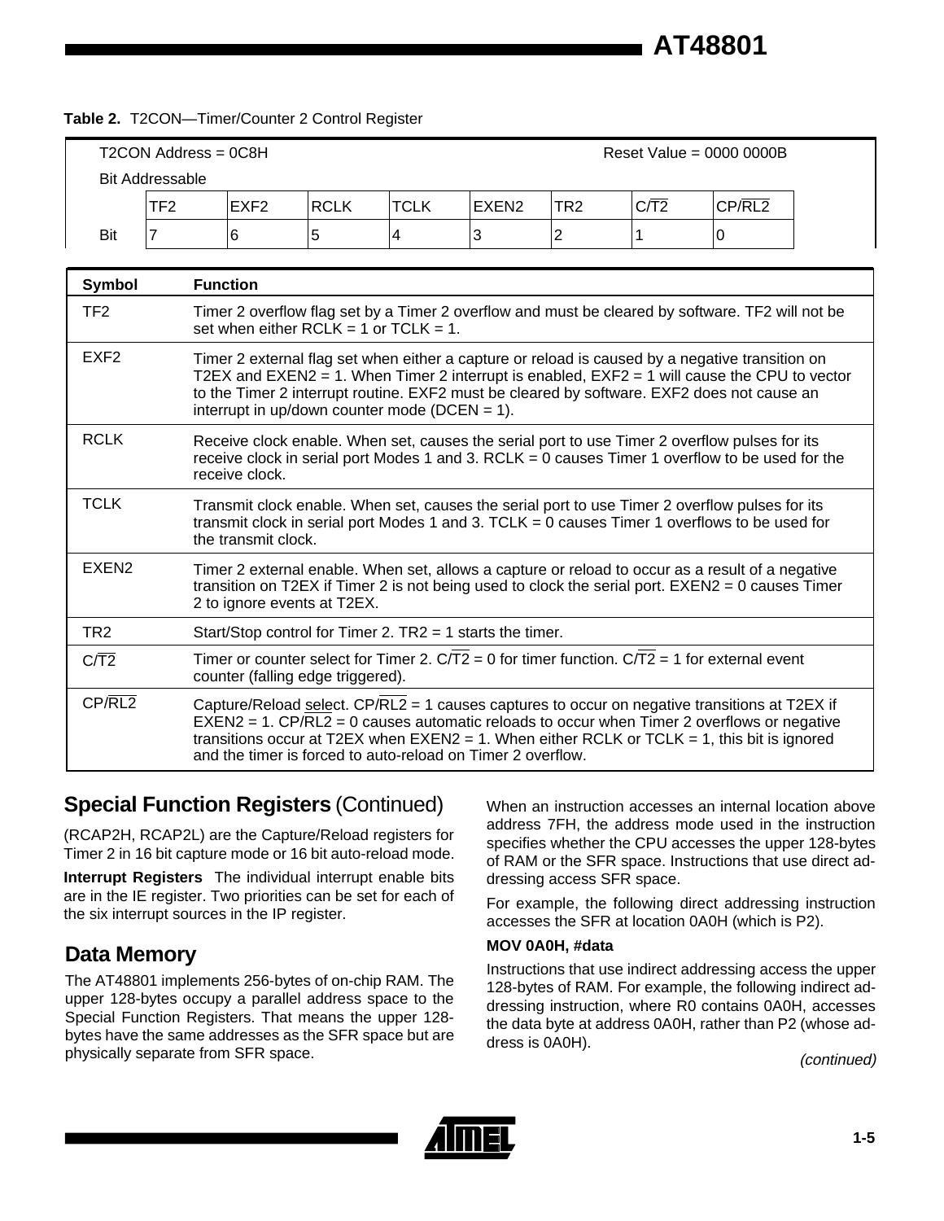**Table 2.** T2CON—Timer/Counter 2 Control Register

T2CON Address = 0C8H                                        Reset Value = 0000 0000B

Bit Addressable

| | | | | | | | | |
|---|---|---|---|---|---|---|---|---|
| | TF2 | EXF2 | RCLK | TCLK | EXEN2 | TR2 | C/$\overline{T2}$ | CP/$\overline{RL2}$ |
| Bit | 7 | 6 | 5 | 4 | 3 | 2 | 1 | 0 |

| Symbol | Function |
|---|---|
| TF2 | Timer 2 overflow flag set by a Timer 2 overflow and must be cleared by software. TF2 will not be set when either RCLK = 1 or TCLK = 1. |
| EXF2 | Timer 2 external flag set when either a capture or reload is caused by a negative transition on T2EX and EXEN2 = 1. When Timer 2 interrupt is enabled, EXF2 = 1 will cause the CPU to vector to the Timer 2 interrupt routine. EXF2 must be cleared by software. EXF2 does not cause an interrupt in up/down counter mode (DCEN = 1). |
| RCLK | Receive clock enable. When set, causes the serial port to use Timer 2 overflow pulses for its receive clock in serial port Modes 1 and 3. RCLK = 0 causes Timer 1 overflow to be used for the receive clock. |
| TCLK | Transmit clock enable. When set, causes the serial port to use Timer 2 overflow pulses for its transmit clock in serial port Modes 1 and 3. TCLK = 0 causes Timer 1 overflows to be used for the transmit clock. |
| EXEN2 | Timer 2 external enable. When set, allows a capture or reload to occur as a result of a negative transition on T2EX if Timer 2 is not being used to clock the serial port. EXEN2 = 0 causes Timer 2 to ignore events at T2EX. |
| TR2 | Start/Stop control for Timer 2. TR2 = 1 starts the timer. |
| C/$\overline{T2}$ | Timer or counter select for Timer 2. C/$\overline{T2}$ = 0 for timer function. C/$\overline{T2}$ = 1 for external event counter (falling edge triggered). |
| CP/$\overline{RL2}$ | Capture/Reload select. CP/$\overline{RL2}$ = 1 causes captures to occur on negative transitions at T2EX if EXEN2 = 1. CP/$\overline{RL2}$ = 0 causes automatic reloads to occur when Timer 2 overflows or negative transitions occur at T2EX when EXEN2 = 1. When either RCLK or TCLK = 1, this bit is ignored and the timer is forced to auto-reload on Timer 2 overflow. |

## Special Function Registers (Continued)

(RCAP2H, RCAP2L) are the Capture/Reload registers for Timer 2 in 16 bit capture mode or 16 bit auto-reload mode.

**Interrupt Registers** The individual interrupt enable bits are in the IE register. Two priorities can be set for each of the six interrupt sources in the IP register.

## Data Memory

The AT48801 implements 256-bytes of on-chip RAM. The upper 128-bytes occupy a parallel address space to the Special Function Registers. That means the upper 128-bytes have the same addresses as the SFR space but are physically separate from SFR space.

When an instruction accesses an internal location above address 7FH, the address mode used in the instruction specifies whether the CPU accesses the upper 128-bytes of RAM or the SFR space. Instructions that use direct addressing access SFR space.

For example, the following direct addressing instruction accesses the SFR at location 0A0H (which is P2).

**MOV 0A0H, #data**

Instructions that use indirect addressing access the upper 128-bytes of RAM. For example, the following indirect addressing instruction, where R0 contains 0A0H, accesses the data byte at address 0A0H, rather than P2 (whose address is 0A0H).

*(continued)*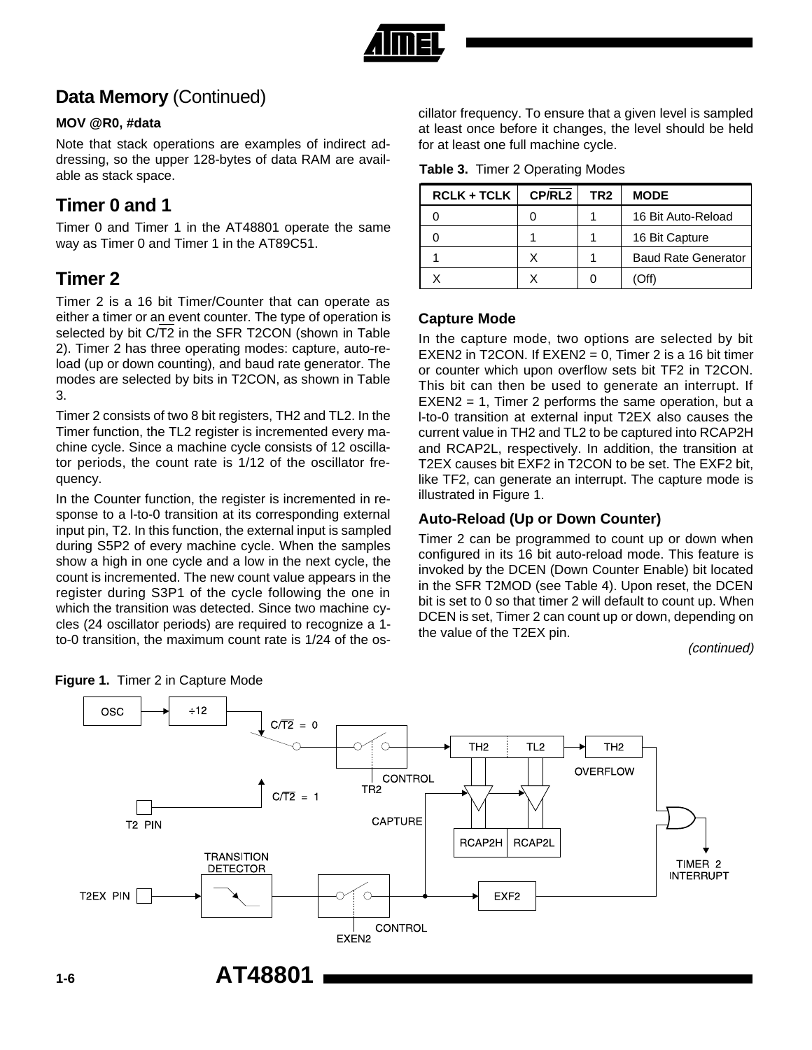## Data Memory (Continued)

**MOV @R0, #data**

Note that stack operations are examples of indirect addressing, so the upper 128-bytes of data RAM are available as stack space.

## Timer 0 and 1

Timer 0 and Timer 1 in the AT48801 operate the same way as Timer 0 and Timer 1 in the AT89C51.

## Timer 2

Timer 2 is a 16 bit Timer/Counter that can operate as either a timer or an event counter. The type of operation is selected by bit C/$\overline{T2}$ in the SFR T2CON (shown in Table 2). Timer 2 has three operating modes: capture, auto-reload (up or down counting), and baud rate generator. The modes are selected by bits in T2CON, as shown in Table 3.

Timer 2 consists of two 8 bit registers, TH2 and TL2. In the Timer function, the TL2 register is incremented every machine cycle. Since a machine cycle consists of 12 oscillator periods, the count rate is 1/12 of the oscillator frequency.

In the Counter function, the register is incremented in response to a l-to-0 transition at its corresponding external input pin, T2. In this function, the external input is sampled during S5P2 of every machine cycle. When the samples show a high in one cycle and a low in the next cycle, the count is incremented. The new count value appears in the register during S3P1 of the cycle following the one in which the transition was detected. Since two machine cycles (24 oscillator periods) are required to recognize a 1-to-0 transition, the maximum count rate is 1/24 of the oscillator frequency. To ensure that a given level is sampled at least once before it changes, the level should be held for at least one full machine cycle.

**Table 3.** Timer 2 Operating Modes

| RCLK + TCLK | CP/$\overline{RL2}$ | TR2 | MODE |
|---|---|---|---|
| 0 | 0 | 1 | 16 Bit Auto-Reload |
| 0 | 1 | 1 | 16 Bit Capture |
| 1 | X | 1 | Baud Rate Generator |
| X | X | 0 | (Off) |

### Capture Mode

In the capture mode, two options are selected by bit EXEN2 in T2CON. If EXEN2 = 0, Timer 2 is a 16 bit timer or counter which upon overflow sets bit TF2 in T2CON. This bit can then be used to generate an interrupt. If EXEN2 = 1, Timer 2 performs the same operation, but a l-to-0 transition at external input T2EX also causes the current value in TH2 and TL2 to be captured into RCAP2H and RCAP2L, respectively. In addition, the transition at T2EX causes bit EXF2 in T2CON to be set. The EXF2 bit, like TF2, can generate an interrupt. The capture mode is illustrated in Figure 1.

### Auto-Reload (Up or Down Counter)

Timer 2 can be programmed to count up or down when configured in its 16 bit auto-reload mode. This feature is invoked by the DCEN (Down Counter Enable) bit located in the SFR T2MOD (see Table 4). Upon reset, the DCEN bit is set to 0 so that timer 2 will default to count up. When DCEN is set, Timer 2 can count up or down, depending on the value of the T2EX pin.

*(continued)*

**Figure 1.** Timer 2 in Capture Mode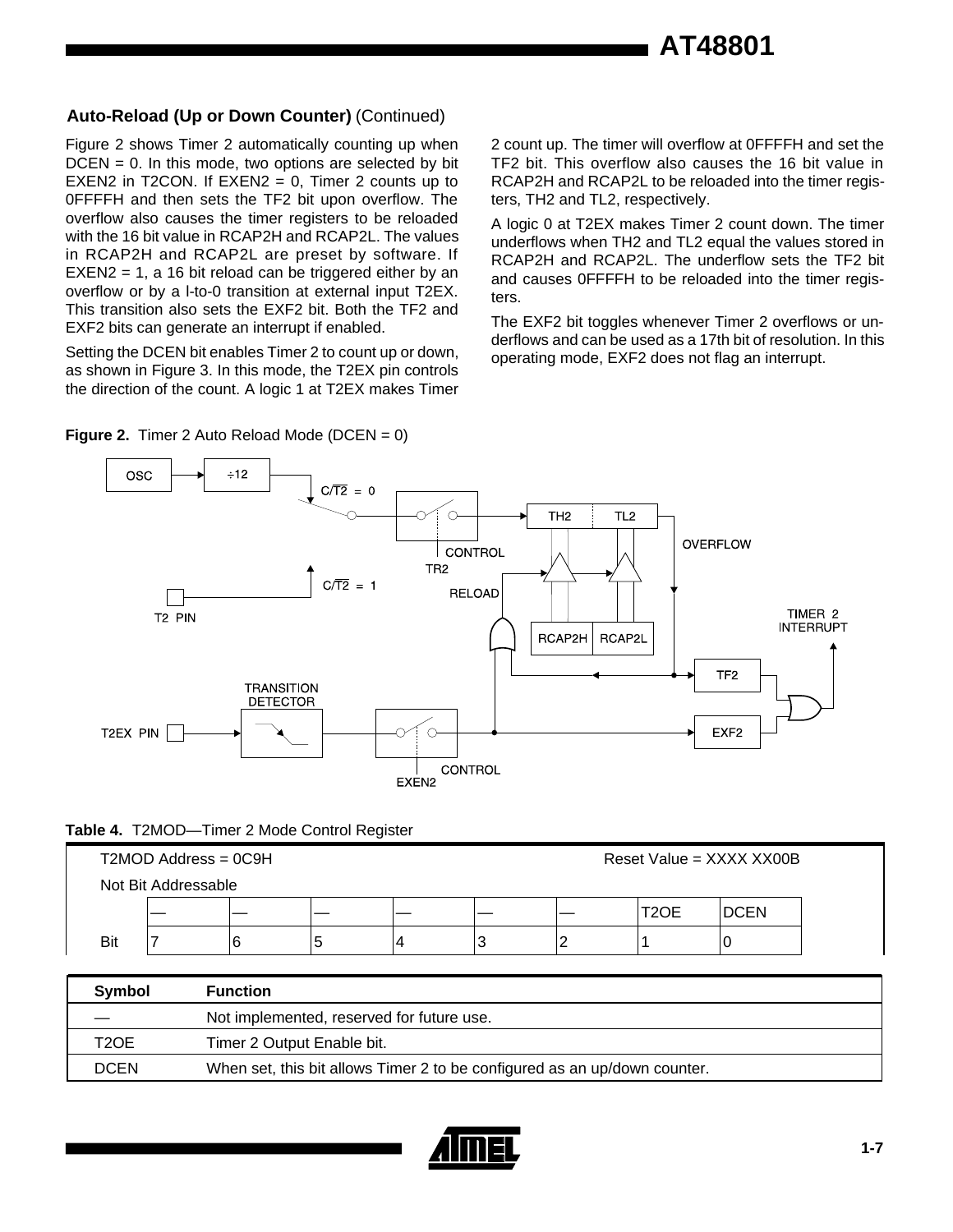### Auto-Reload (Up or Down Counter) (Continued)

Figure 2 shows Timer 2 automatically counting up when DCEN = 0. In this mode, two options are selected by bit EXEN2 in T2CON. If EXEN2 = 0, Timer 2 counts up to 0FFFFH and then sets the TF2 bit upon overflow. The overflow also causes the timer registers to be reloaded with the 16 bit value in RCAP2H and RCAP2L. The values in RCAP2H and RCAP2L are preset by software. If EXEN2 = 1, a 16 bit reload can be triggered either by an overflow or by a l-to-0 transition at external input T2EX. This transition also sets the EXF2 bit. Both the TF2 and EXF2 bits can generate an interrupt if enabled.

Setting the DCEN bit enables Timer 2 to count up or down, as shown in Figure 3. In this mode, the T2EX pin controls the direction of the count. A logic 1 at T2EX makes Timer 2 count up. The timer will overflow at 0FFFFH and set the TF2 bit. This overflow also causes the 16 bit value in RCAP2H and RCAP2L to be reloaded into the timer registers, TH2 and TL2, respectively.

A logic 0 at T2EX makes Timer 2 count down. The timer underflows when TH2 and TL2 equal the values stored in RCAP2H and RCAP2L. The underflow sets the TF2 bit and causes 0FFFFH to be reloaded into the timer registers.

The EXF2 bit toggles whenever Timer 2 overflows or underflows and can be used as a 17th bit of resolution. In this operating mode, EXF2 does not flag an interrupt.

**Figure 2.** Timer 2 Auto Reload Mode (DCEN = 0)

**Table 4.** T2MOD—Timer 2 Mode Control Register

| T2MOD Address = 0C9H | | | | | | | Reset Value = XXXX XX00B | |
|---|---|---|---|---|---|---|---|---|
| Not Bit Addressable | | | | | | | | |
| | — | — | — | — | — | — | T2OE | DCEN |
| Bit | 7 | 6 | 5 | 4 | 3 | 2 | 1 | 0 |

| Symbol | Function |
|---|---|
| — | Not implemented, reserved for future use. |
| T2OE | Timer 2 Output Enable bit. |
| DCEN | When set, this bit allows Timer 2 to be configured as an up/down counter. |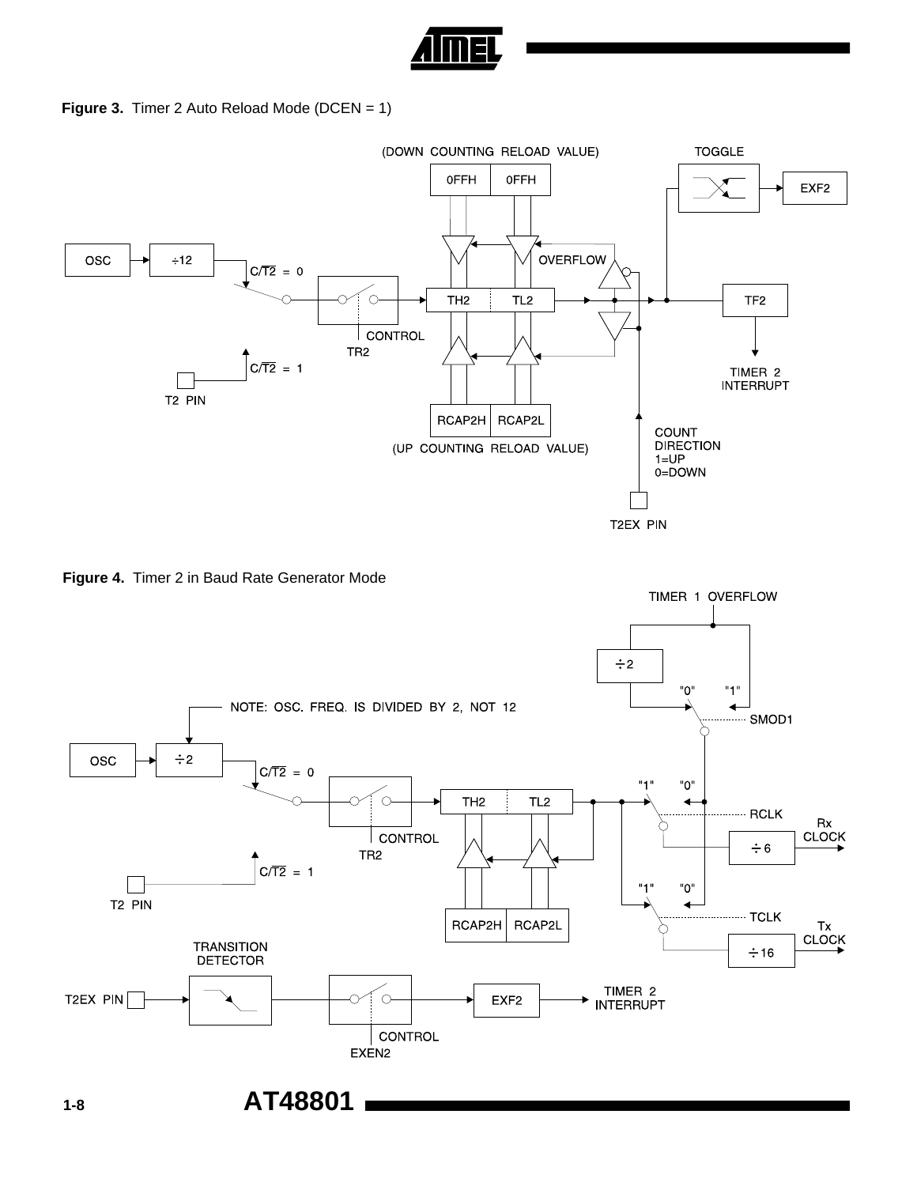**Figure 3.** Timer 2 Auto Reload Mode (DCEN = 1)

**Figure 4.** Timer 2 in Baud Rate Generator Mode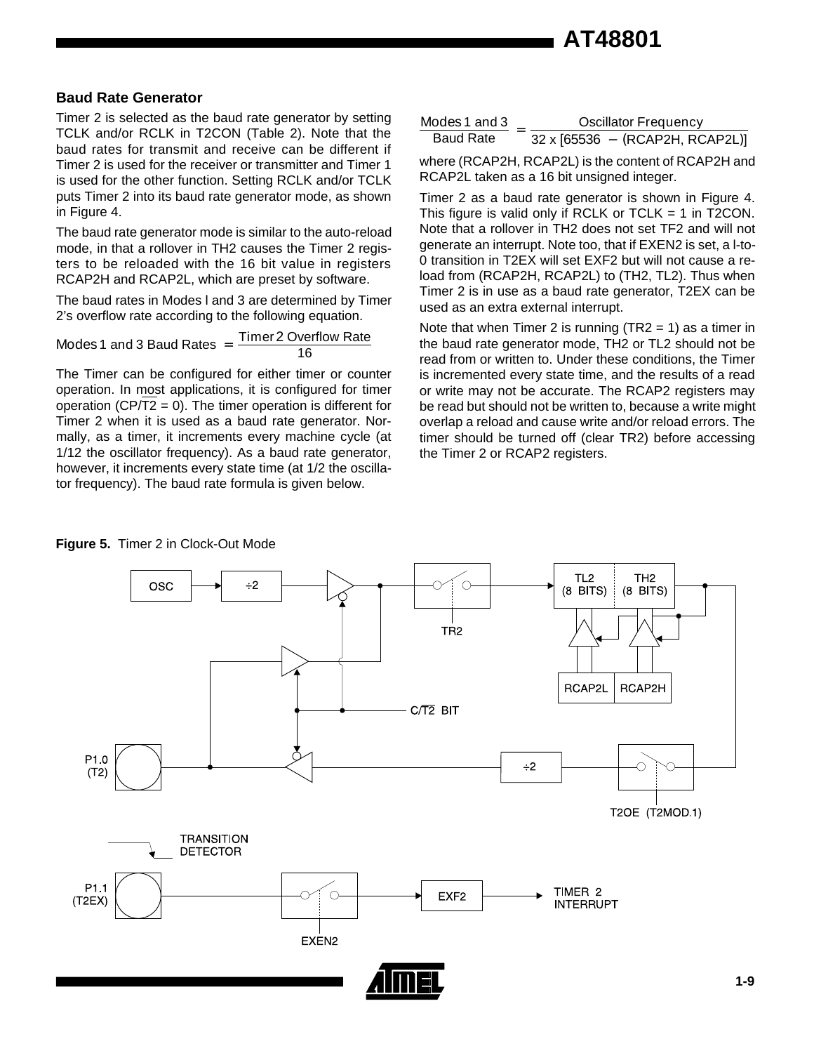### Baud Rate Generator

Timer 2 is selected as the baud rate generator by setting TCLK and/or RCLK in T2CON (Table 2). Note that the baud rates for transmit and receive can be different if Timer 2 is used for the receiver or transmitter and Timer 1 is used for the other function. Setting RCLK and/or TCLK puts Timer 2 into its baud rate generator mode, as shown in Figure 4.

The baud rate generator mode is similar to the auto-reload mode, in that a rollover in TH2 causes the Timer 2 registers to be reloaded with the 16 bit value in registers RCAP2H and RCAP2L, which are preset by software.

The baud rates in Modes l and 3 are determined by Timer 2's overflow rate according to the following equation.

$$\text{Modes 1 and 3 Baud Rates} = \frac{\text{Timer 2 Overflow Rate}}{16}$$

The Timer can be configured for either timer or counter operation. In most applications, it is configured for timer operation ($CP/\overline{T2} = 0$). The timer operation is different for Timer 2 when it is used as a baud rate generator. Normally, as a timer, it increments every machine cycle (at 1/12 the oscillator frequency). As a baud rate generator, however, it increments every state time (at 1/2 the oscillator frequency). The baud rate formula is given below.

$$\frac{\text{Modes 1 and 3}}{\text{Baud Rate}} = \frac{\text{Oscillator Frequency}}{32 \times [65536 - (\text{RCAP2H, RCAP2L})]}$$

where (RCAP2H, RCAP2L) is the content of RCAP2H and RCAP2L taken as a 16 bit unsigned integer.

Timer 2 as a baud rate generator is shown in Figure 4. This figure is valid only if RCLK or TCLK = 1 in T2CON. Note that a rollover in TH2 does not set TF2 and will not generate an interrupt. Note too, that if EXEN2 is set, a l-to-0 transition in T2EX will set EXF2 but will not cause a reload from (RCAP2H, RCAP2L) to (TH2, TL2). Thus when Timer 2 is in use as a baud rate generator, T2EX can be used as an extra external interrupt.

Note that when Timer 2 is running (TR2 = 1) as a timer in the baud rate generator mode, TH2 or TL2 should not be read from or written to. Under these conditions, the Timer is incremented every state time, and the results of a read or write may not be accurate. The RCAP2 registers may be read but should not be written to, because a write might overlap a reload and cause write and/or reload errors. The timer should be turned off (clear TR2) before accessing the Timer 2 or RCAP2 registers.

**Figure 5.** Timer 2 in Clock-Out Mode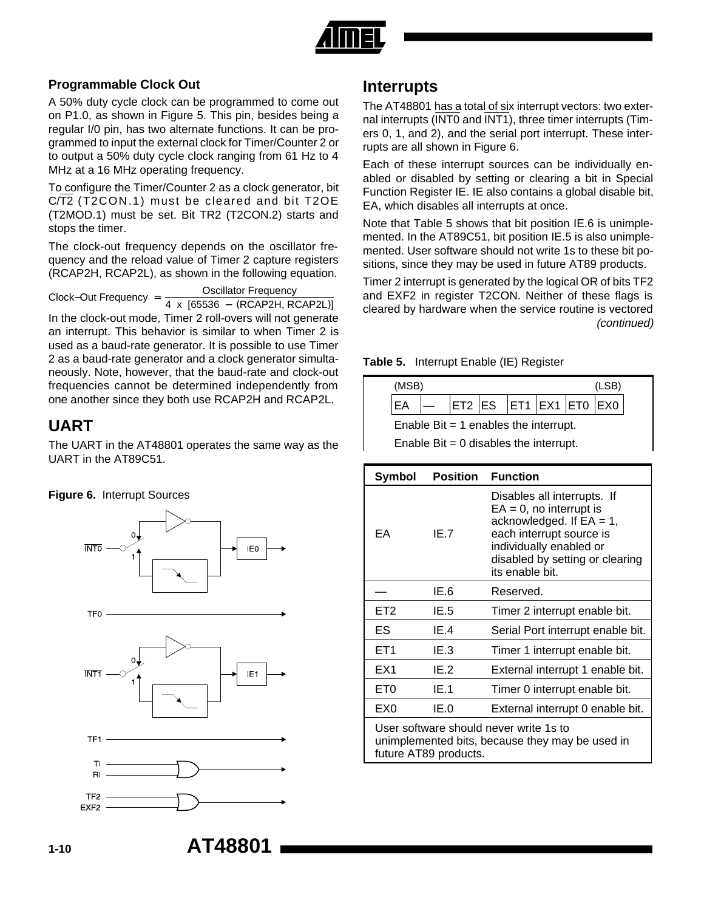### Programmable Clock Out

A 50% duty cycle clock can be programmed to come out on P1.0, as shown in Figure 5. This pin, besides being a regular I/0 pin, has two alternate functions. It can be programmed to input the external clock for Timer/Counter 2 or to output a 50% duty cycle clock ranging from 61 Hz to 4 MHz at a 16 MHz operating frequency.

To configure the Timer/Counter 2 as a clock generator, bit C/$\overline{T2}$ (T2CON.1) must be cleared and bit T2OE (T2MOD.1) must be set. Bit TR2 (T2CON.2) starts and stops the timer.

The clock-out frequency depends on the oscillator frequency and the reload value of Timer 2 capture registers (RCAP2H, RCAP2L), as shown in the following equation.

$$\text{Clock-Out Frequency} = \frac{\text{Oscillator Frequency}}{4 \times [65536 - (\text{RCAP2H, RCAP2L})]}$$

In the clock-out mode, Timer 2 roll-overs will not generate an interrupt. This behavior is similar to when Timer 2 is used as a baud-rate generator. It is possible to use Timer 2 as a baud-rate generator and a clock generator simultaneously. Note, however, that the baud-rate and clock-out frequencies cannot be determined independently from one another since they both use RCAP2H and RCAP2L.

## UART

The UART in the AT48801 operates the same way as the UART in the AT89C51.

**Figure 6.** Interrupt Sources

## Interrupts

The AT48801 has a total of six interrupt vectors: two external interrupts ($\overline{\text{INT0}}$ and $\overline{\text{INT1}}$), three timer interrupts (Timers 0, 1, and 2), and the serial port interrupt. These interrupts are all shown in Figure 6.

Each of these interrupt sources can be individually enabled or disabled by setting or clearing a bit in Special Function Register IE. IE also contains a global disable bit, EA, which disables all interrupts at once.

Note that Table 5 shows that bit position IE.6 is unimplemented. In the AT89C51, bit position IE.5 is also unimplemented. User software should not write 1s to these bit positions, since they may be used in future AT89 products.

Timer 2 interrupt is generated by the logical OR of bits TF2 and EXF2 in register T2CON. Neither of these flags is cleared by hardware when the service routine is vectored *(continued)*

**Table 5.** Interrupt Enable (IE) Register

| (MSB) | | | | | | | (LSB) |
|---|---|---|---|---|---|---|---|
| EA | — | ET2 | ES | ET1 | EX1 | ET0 | EX0 |

Enable Bit = 1 enables the interrupt.

Enable Bit = 0 disables the interrupt.

| Symbol | Position | Function |
|---|---|---|
| EA | IE.7 | Disables all interrupts. If EA = 0, no interrupt is acknowledged. If EA = 1, each interrupt source is individually enabled or disabled by setting or clearing its enable bit. |
| — | IE.6 | Reserved. |
| ET2 | IE.5 | Timer 2 interrupt enable bit. |
| ES | IE.4 | Serial Port interrupt enable bit. |
| ET1 | IE.3 | Timer 1 interrupt enable bit. |
| EX1 | IE.2 | External interrupt 1 enable bit. |
| ET0 | IE.1 | Timer 0 interrupt enable bit. |
| EX0 | IE.0 | External interrupt 0 enable bit. |
| User software should never write 1s to unimplemented bits, because they may be used in future AT89 products. | | |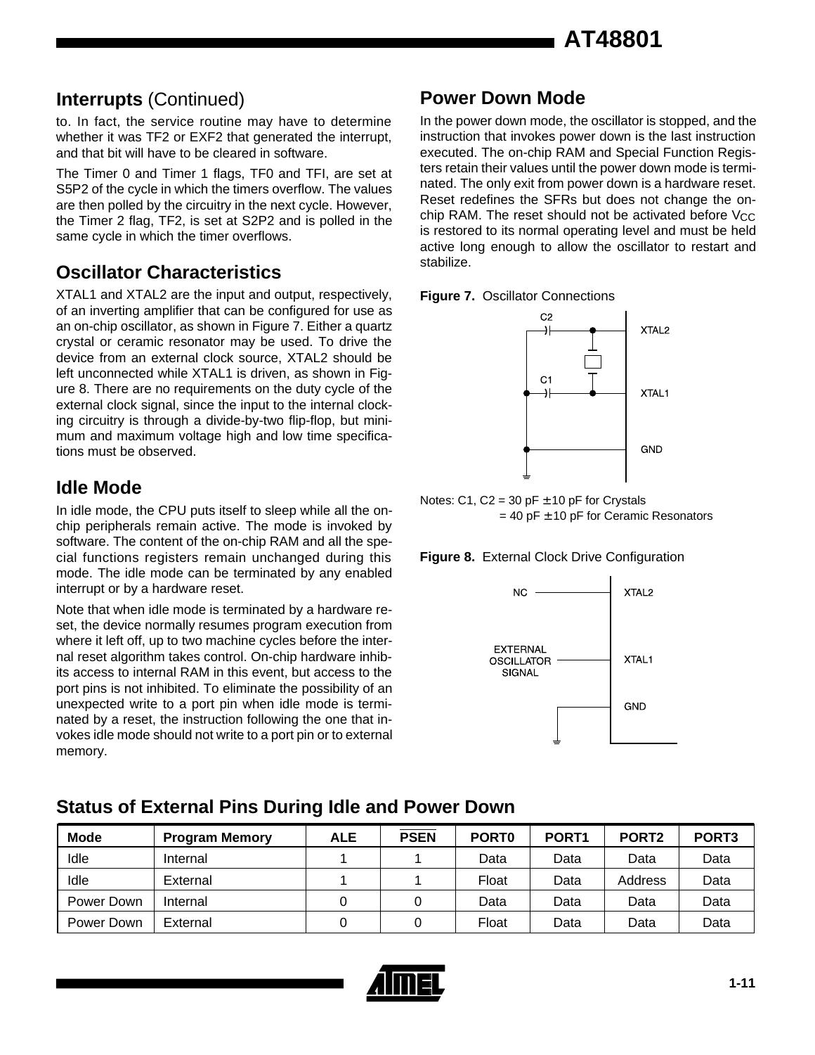## Interrupts (Continued)

to. In fact, the service routine may have to determine whether it was TF2 or EXF2 that generated the interrupt, and that bit will have to be cleared in software.

The Timer 0 and Timer 1 flags, TF0 and TFI, are set at S5P2 of the cycle in which the timers overflow. The values are then polled by the circuitry in the next cycle. However, the Timer 2 flag, TF2, is set at S2P2 and is polled in the same cycle in which the timer overflows.

## Oscillator Characteristics

XTAL1 and XTAL2 are the input and output, respectively, of an inverting amplifier that can be configured for use as an on-chip oscillator, as shown in Figure 7. Either a quartz crystal or ceramic resonator may be used. To drive the device from an external clock source, XTAL2 should be left unconnected while XTAL1 is driven, as shown in Figure 8. There are no requirements on the duty cycle of the external clock signal, since the input to the internal clocking circuitry is through a divide-by-two flip-flop, but minimum and maximum voltage high and low time specifications must be observed.

## Idle Mode

In idle mode, the CPU puts itself to sleep while all the on-chip peripherals remain active. The mode is invoked by software. The content of the on-chip RAM and all the special functions registers remain unchanged during this mode. The idle mode can be terminated by any enabled interrupt or by a hardware reset.

Note that when idle mode is terminated by a hardware reset, the device normally resumes program execution from where it left off, up to two machine cycles before the internal reset algorithm takes control. On-chip hardware inhibits access to internal RAM in this event, but access to the port pins is not inhibited. To eliminate the possibility of an unexpected write to a port pin when idle mode is terminated by a reset, the instruction following the one that invokes idle mode should not write to a port pin or to external memory.

## Power Down Mode

In the power down mode, the oscillator is stopped, and the instruction that invokes power down is the last instruction executed. The on-chip RAM and Special Function Registers retain their values until the power down mode is terminated. The only exit from power down is a hardware reset. Reset redefines the SFRs but does not change the on-chip RAM. The reset should not be activated before $V_{CC}$ is restored to its normal operating level and must be held active long enough to allow the oscillator to restart and stabilize.

**Figure 7.** Oscillator Connections

Notes: C1, C2 = 30 pF ± 10 pF for Crystals
= 40 pF ± 10 pF for Ceramic Resonators

**Figure 8.** External Clock Drive Configuration

## Status of External Pins During Idle and Power Down

| Mode | Program Memory | ALE | $\overline{PSEN}$ | PORT0 | PORT1 | PORT2 | PORT3 |
|---|---|---|---|---|---|---|---|
| Idle | Internal | 1 | 1 | Data | Data | Data | Data |
| Idle | External | 1 | 1 | Float | Data | Address | Data |
| Power Down | Internal | 0 | 0 | Data | Data | Data | Data |
| Power Down | External | 0 | 0 | Float | Data | Data | Data |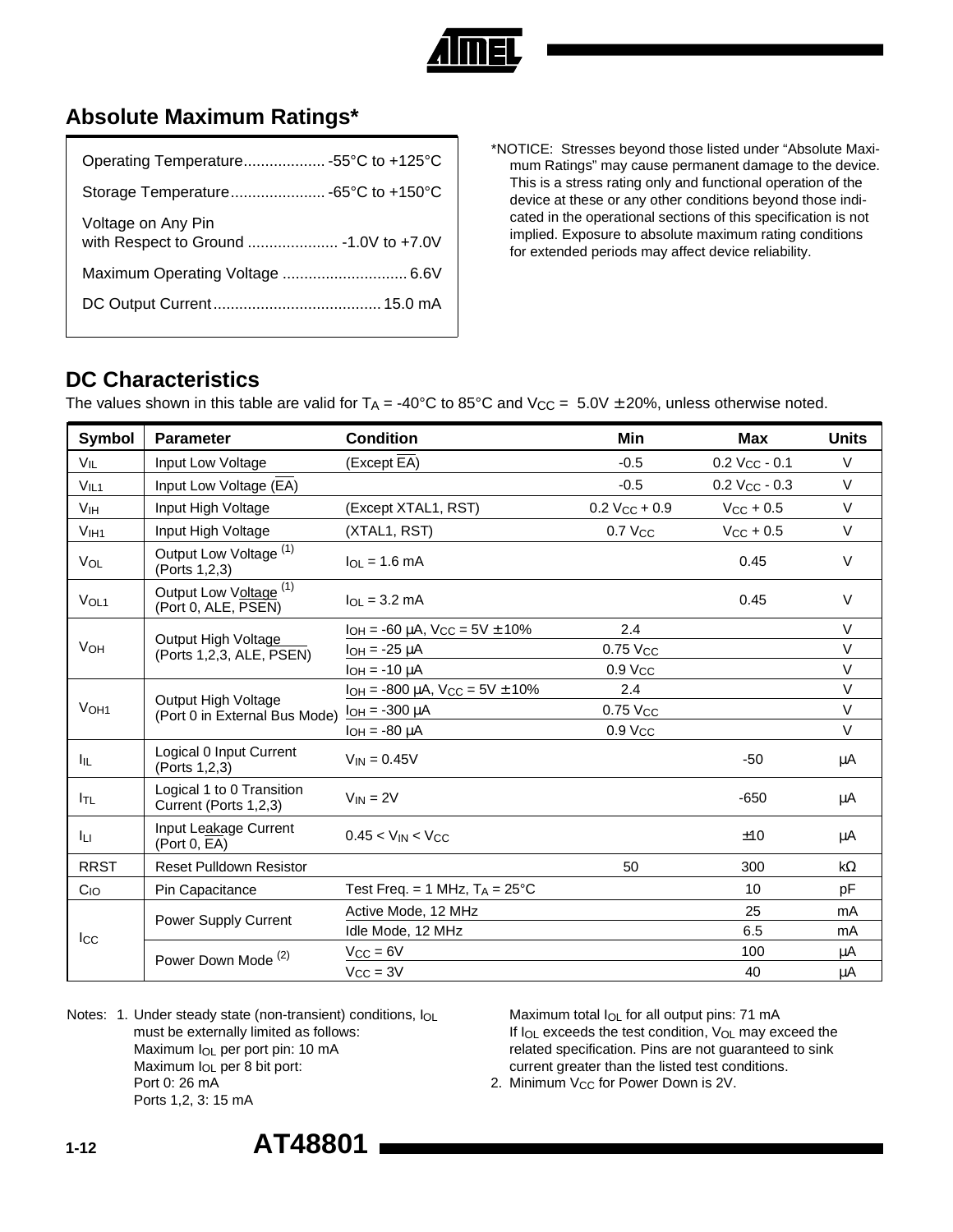## Absolute Maximum Ratings*

| | |
|---|---|
| Operating Temperature | -55°C to +125°C |
| Storage Temperature | -65°C to +150°C |
| Voltage on Any Pin with Respect to Ground | -1.0V to +7.0V |
| Maximum Operating Voltage | 6.6V |
| DC Output Current | 15.0 mA |

*NOTICE: Stresses beyond those listed under "Absolute Maximum Ratings" may cause permanent damage to the device. This is a stress rating only and functional operation of the device at these or any other conditions beyond those indicated in the operational sections of this specification is not implied. Exposure to absolute maximum rating conditions for extended periods may affect device reliability.

## DC Characteristics

The values shown in this table are valid for $T_A$ = -40°C to 85°C and $V_{CC}$ = 5.0V ± 20%, unless otherwise noted.

| Symbol | Parameter | Condition | Min | Max | Units |
|---|---|---|---|---|---|
| $V_{IL}$ | Input Low Voltage | (Except $\overline{EA}$) | -0.5 | 0.2 $V_{CC}$ - 0.1 | V |
| $V_{IL1}$ | Input Low Voltage ($\overline{EA}$) | | -0.5 | 0.2 $V_{CC}$ - 0.3 | V |
| $V_{IH}$ | Input High Voltage | (Except XTAL1, RST) | 0.2 $V_{CC}$ + 0.9 | $V_{CC}$ + 0.5 | V |
| $V_{IH1}$ | Input High Voltage | (XTAL1, RST) | 0.7 $V_{CC}$ | $V_{CC}$ + 0.5 | V |
| $V_{OL}$ | Output Low Voltage [(1)] (Ports 1,2,3) | $I_{OL}$ = 1.6 mA | | 0.45 | V |
| $V_{OL1}$ | Output Low Voltage [(1)] (Port 0, ALE, $\overline{PSEN}$) | $I_{OL}$ = 3.2 mA | | 0.45 | V |
| $V_{OH}$ | Output High Voltage (Ports 1,2,3, ALE, $\overline{PSEN}$) | $I_{OH}$ = -60 μA, $V_{CC}$ = 5V ± 10% | 2.4 | | V |
| | | $I_{OH}$ = -25 μA | 0.75 $V_{CC}$ | | V |
| | | $I_{OH}$ = -10 μA | 0.9 $V_{CC}$ | | V |
| $V_{OH1}$ | Output High Voltage (Port 0 in External Bus Mode) | $I_{OH}$ = -800 μA, $V_{CC}$ = 5V ± 10% | 2.4 | | V |
| | | $I_{OH}$ = -300 μA | 0.75 $V_{CC}$ | | V |
| | | $I_{OH}$ = -80 μA | 0.9 $V_{CC}$ | | V |
| $I_{IL}$ | Logical 0 Input Current (Ports 1,2,3) | $V_{IN}$ = 0.45V | | -50 | μA |
| $I_{TL}$ | Logical 1 to 0 Transition Current (Ports 1,2,3) | $V_{IN}$ = 2V | | -650 | μA |
| $I_{LI}$ | Input Leakage Current (Port 0, $\overline{EA}$) | 0.45 < $V_{IN}$ < $V_{CC}$ | | ±10 | μA |
| RRST | Reset Pulldown Resistor | | 50 | 300 | kΩ |
| $C_{IO}$ | Pin Capacitance | Test Freq. = 1 MHz, $T_A$ = 25°C | | 10 | pF |
| $I_{CC}$ | Power Supply Current | Active Mode, 12 MHz | | 25 | mA |
| | | Idle Mode, 12 MHz | | 6.5 | mA |
| | Power Down Mode [(2)] | $V_{CC}$ = 6V | | 100 | μA |
| | | $V_{CC}$ = 3V | | 40 | μA |

Notes: 1. Under steady state (non-transient) conditions, $I_{OL}$ must be externally limited as follows:
Maximum $I_{OL}$ per port pin: 10 mA
Maximum $I_{OL}$ per 8 bit port:
Port 0: 26 mA
Ports 1,2, 3: 15 mA
Maximum total $I_{OL}$ for all output pins: 71 mA
If $I_{OL}$ exceeds the test condition, $V_{OL}$ may exceed the related specification. Pins are not guaranteed to sink current greater than the listed test conditions.

2. Minimum $V_{CC}$ for Power Down is 2V.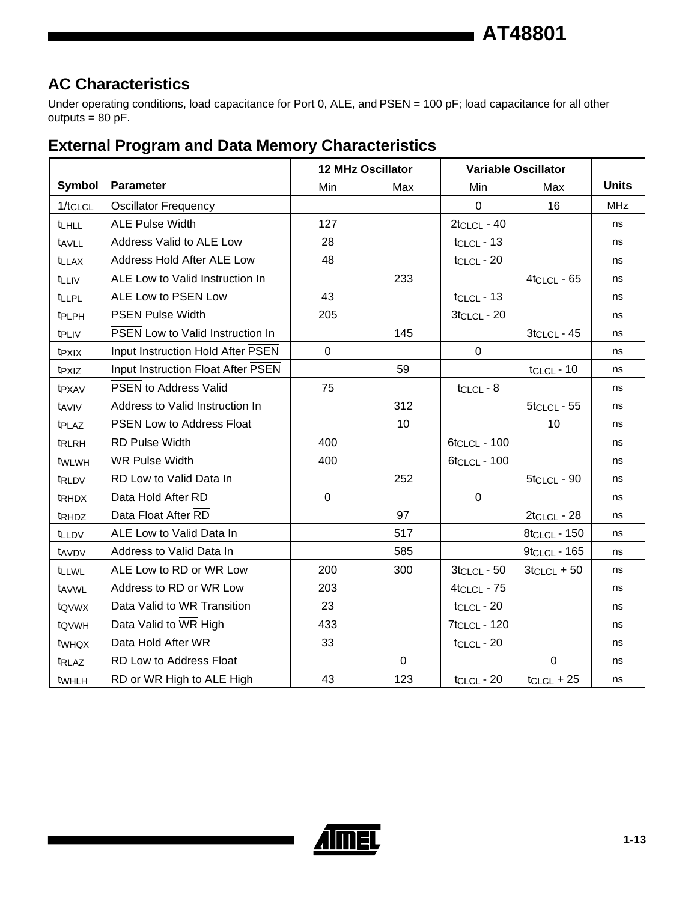## AC Characteristics

Under operating conditions, load capacitance for Port 0, ALE, and $\overline{PSEN}$ = 100 pF; load capacitance for all other outputs = 80 pF.

## External Program and Data Memory Characteristics

| Symbol | Parameter | 12 MHz Oscillator | | Variable Oscillator | | Units |
|---|---|---|---|---|---|---|
| | | Min | Max | Min | Max | |
| $1/t_{CLCL}$ | Oscillator Frequency | | | 0 | 16 | MHz |
| $t_{LHLL}$ | ALE Pulse Width | 127 | | $2t_{CLCL}$ - 40 | | ns |
| $t_{AVLL}$ | Address Valid to ALE Low | 28 | | $t_{CLCL}$ - 13 | | ns |
| $t_{LLAX}$ | Address Hold After ALE Low | 48 | | $t_{CLCL}$ - 20 | | ns |
| $t_{LLIV}$ | ALE Low to Valid Instruction In | | 233 | | $4t_{CLCL}$ - 65 | ns |
| $t_{LLPL}$ | ALE Low to $\overline{PSEN}$ Low | 43 | | $t_{CLCL}$ - 13 | | ns |
| $t_{PLPH}$ | $\overline{PSEN}$ Pulse Width | 205 | | $3t_{CLCL}$ - 20 | | ns |
| $t_{PLIV}$ | $\overline{PSEN}$ Low to Valid Instruction In | | 145 | | $3t_{CLCL}$ - 45 | ns |
| $t_{PXIX}$ | Input Instruction Hold After $\overline{PSEN}$ | 0 | | 0 | | ns |
| $t_{PXIZ}$ | Input Instruction Float After $\overline{PSEN}$ | | 59 | | $t_{CLCL}$ - 10 | ns |
| $t_{PXAV}$ | $\overline{PSEN}$ to Address Valid | 75 | | $t_{CLCL}$ - 8 | | ns |
| $t_{AVIV}$ | Address to Valid Instruction In | | 312 | | $5t_{CLCL}$ - 55 | ns |
| $t_{PLAZ}$ | $\overline{PSEN}$ Low to Address Float | | 10 | | 10 | ns |
| $t_{RLRH}$ | $\overline{RD}$ Pulse Width | 400 | | $6t_{CLCL}$ - 100 | | ns |
| $t_{WLWH}$ | $\overline{WR}$ Pulse Width | 400 | | $6t_{CLCL}$ - 100 | | ns |
| $t_{RLDV}$ | $\overline{RD}$ Low to Valid Data In | | 252 | | $5t_{CLCL}$ - 90 | ns |
| $t_{RHDX}$ | Data Hold After $\overline{RD}$ | 0 | | 0 | | ns |
| $t_{RHDZ}$ | Data Float After $\overline{RD}$ | | 97 | | $2t_{CLCL}$ - 28 | ns |
| $t_{LLDV}$ | ALE Low to Valid Data In | | 517 | | $8t_{CLCL}$ - 150 | ns |
| $t_{AVDV}$ | Address to Valid Data In | | 585 | | $9t_{CLCL}$ - 165 | ns |
| $t_{LLWL}$ | ALE Low to $\overline{RD}$ or $\overline{WR}$ Low | 200 | 300 | $3t_{CLCL}$ - 50 | $3t_{CLCL}$ + 50 | ns |
| $t_{AVWL}$ | Address to $\overline{RD}$ or $\overline{WR}$ Low | 203 | | $4t_{CLCL}$ - 75 | | ns |
| $t_{QVWX}$ | Data Valid to $\overline{WR}$ Transition | 23 | | $t_{CLCL}$ - 20 | | ns |
| $t_{QVWH}$ | Data Valid to $\overline{WR}$ High | 433 | | $7t_{CLCL}$ - 120 | | ns |
| $t_{WHQX}$ | Data Hold After $\overline{WR}$ | 33 | | $t_{CLCL}$ - 20 | | ns |
| $t_{RLAZ}$ | $\overline{RD}$ Low to Address Float | | 0 | | 0 | ns |
| $t_{WHLH}$ | $\overline{RD}$ or $\overline{WR}$ High to ALE High | 43 | 123 | $t_{CLCL}$ - 20 | $t_{CLCL}$ + 25 | ns |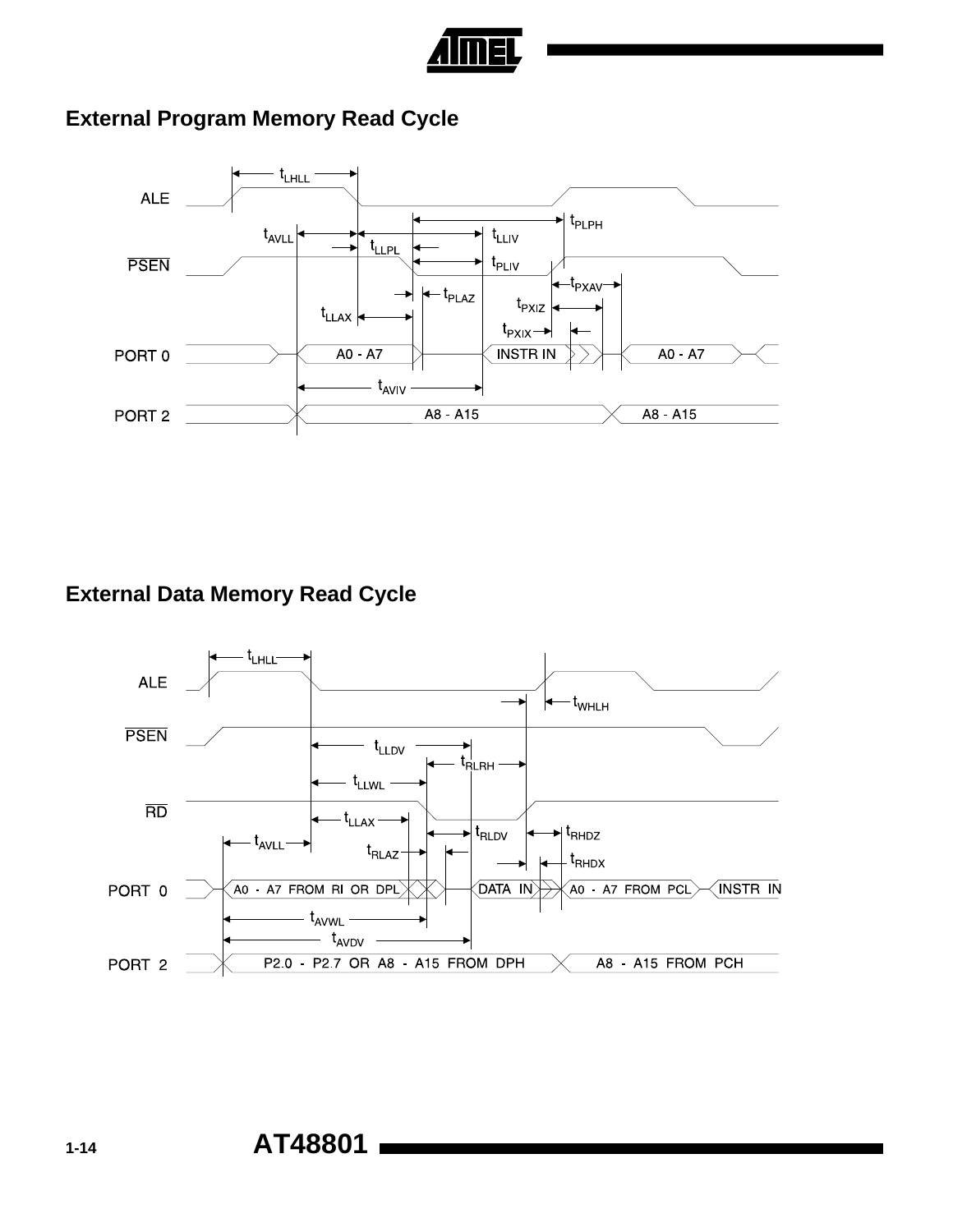## External Program Memory Read Cycle

## External Data Memory Read Cycle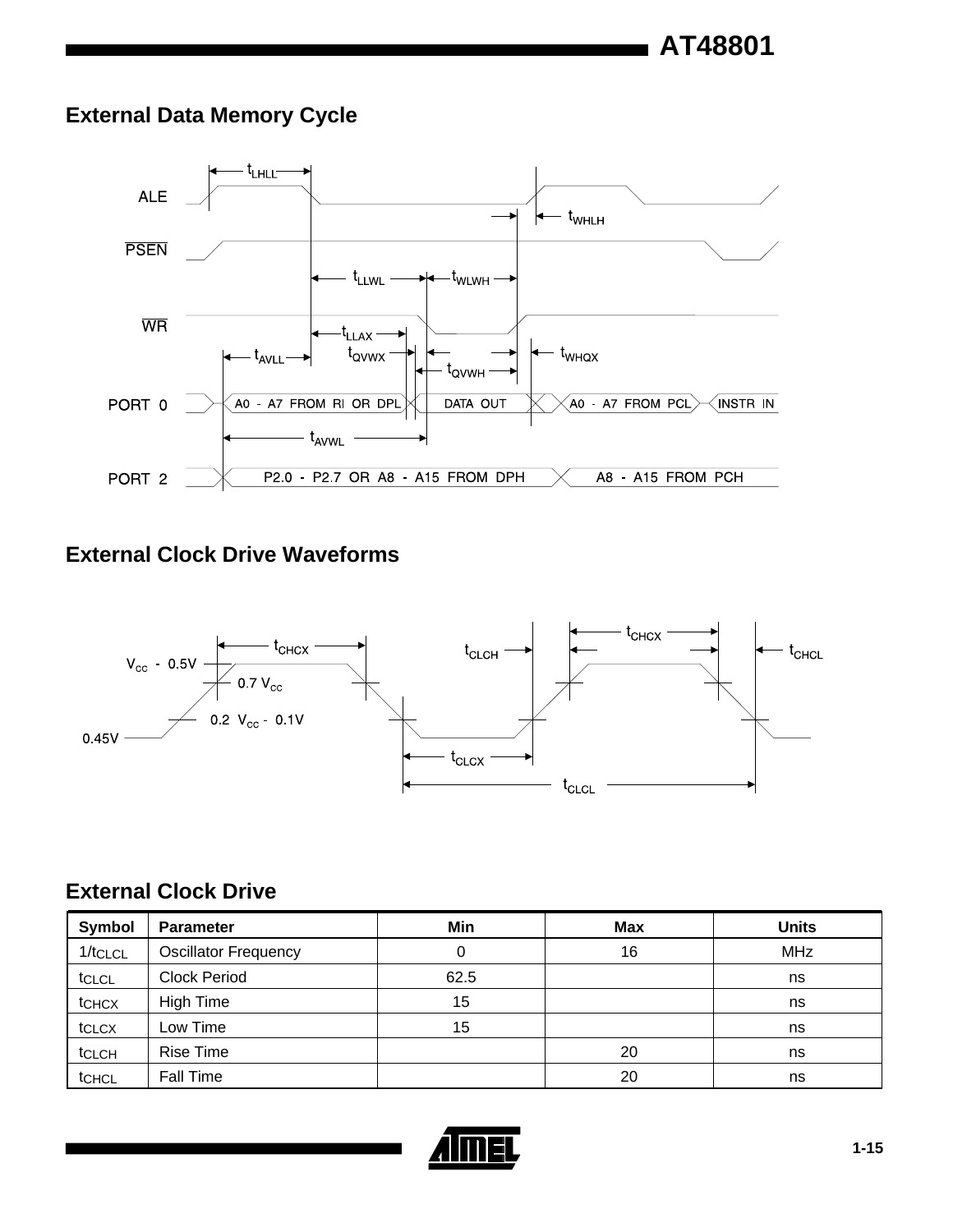## External Data Memory Cycle

## External Clock Drive Waveforms

## External Clock Drive

| Symbol | Parameter | Min | Max | Units |
|---|---|---|---|---|
| $1/t_{CLCL}$ | Oscillator Frequency | 0 | 16 | MHz |
| $t_{CLCL}$ | Clock Period | 62.5 | | ns |
| $t_{CHCX}$ | High Time | 15 | | ns |
| $t_{CLCX}$ | Low Time | 15 | | ns |
| $t_{CLCH}$ | Rise Time | | 20 | ns |
| $t_{CHCL}$ | Fall Time | | 20 | ns |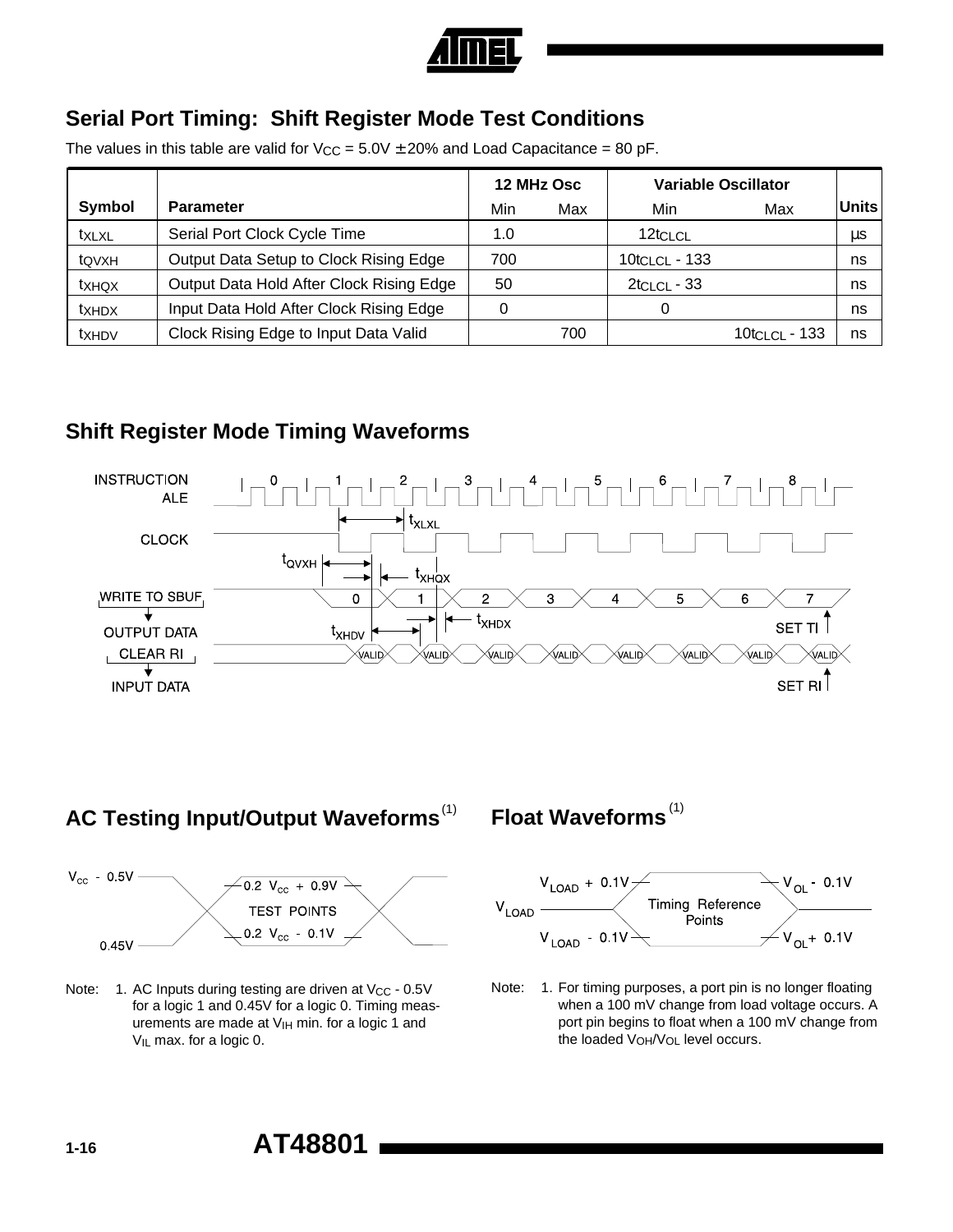## Serial Port Timing: Shift Register Mode Test Conditions

The values in this table are valid for $V_{CC}$ = 5.0V ± 20% and Load Capacitance = 80 pF.

| Symbol | Parameter | 12 MHz Osc | | Variable Oscillator | | Units |
|---|---|---|---|---|---|---|
| | | Min | Max | Min | Max | |
| $t_{XLXL}$ | Serial Port Clock Cycle Time | 1.0 | | $12t_{CLCL}$ | | µs |
| $t_{QVXH}$ | Output Data Setup to Clock Rising Edge | 700 | | $10t_{CLCL}$ - 133 | | ns |
| $t_{XHQX}$ | Output Data Hold After Clock Rising Edge | 50 | | $2t_{CLCL}$ - 33 | | ns |
| $t_{XHDX}$ | Input Data Hold After Clock Rising Edge | 0 | | 0 | | ns |
| $t_{XHDV}$ | Clock Rising Edge to Input Data Valid | | 700 | | $10t_{CLCL}$ - 133 | ns |

## Shift Register Mode Timing Waveforms

## AC Testing Input/Output Waveforms[1]

Note: 1. AC Inputs during testing are driven at $V_{CC}$ - 0.5V for a logic 1 and 0.45V for a logic 0. Timing measurements are made at $V_{IH}$ min. for a logic 1 and $V_{IL}$ max. for a logic 0.

## Float Waveforms[1]

Note: 1. For timing purposes, a port pin is no longer floating when a 100 mV change from load voltage occurs. A port pin begins to float when a 100 mV change from the loaded $V_{OH}/V_{OL}$ level occurs.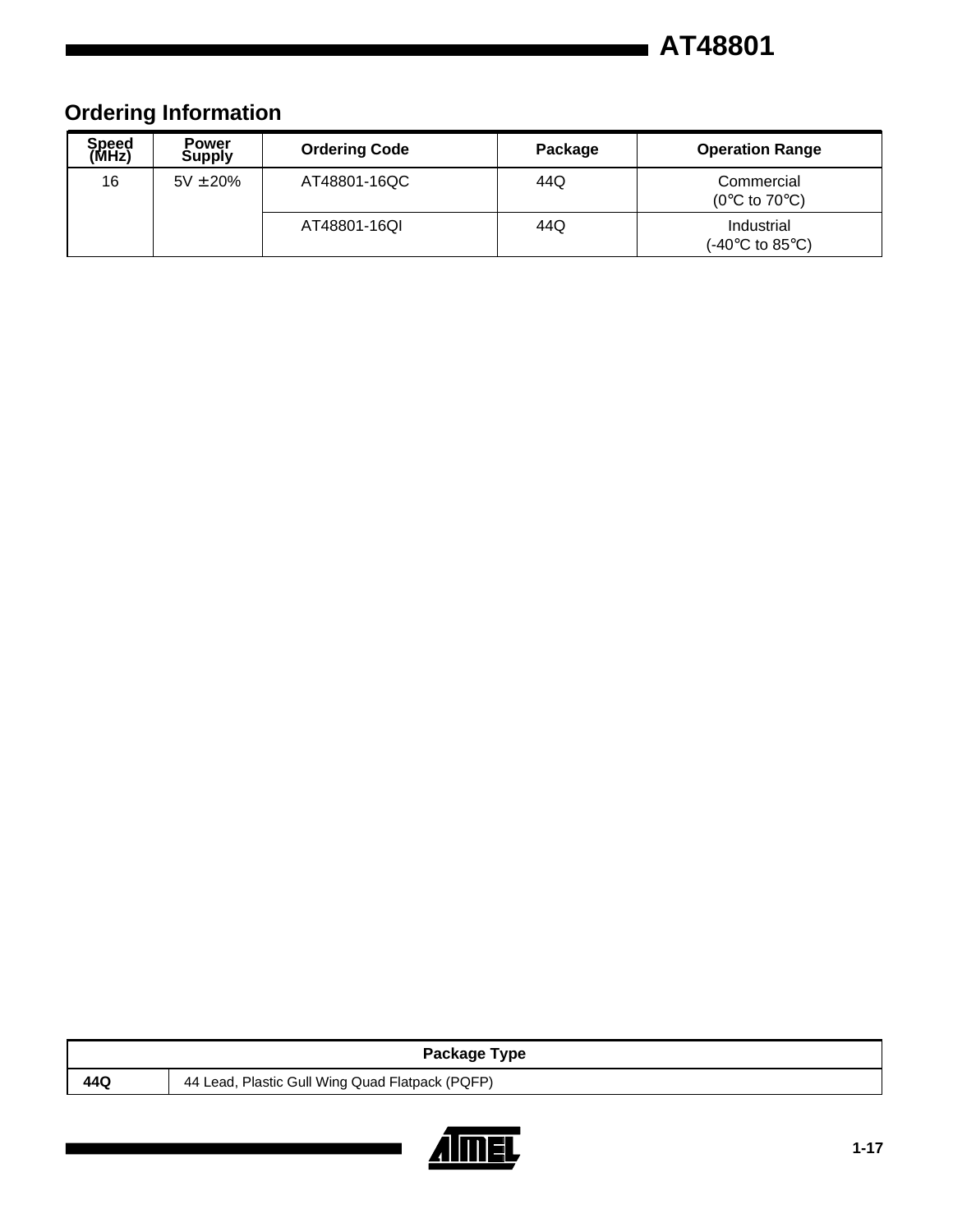## Ordering Information

| Speed (MHz) | Power Supply | Ordering Code | Package | Operation Range |
|---|---|---|---|---|
| 16 | 5V ± 20% | AT48801-16QC | 44Q | Commercial (0°C to 70°C) |
| | | AT48801-16QI | 44Q | Industrial (-40°C to 85°C) |

| Package Type | |
|---|---|
| **44Q** | 44 Lead, Plastic Gull Wing Quad Flatpack (PQFP) |